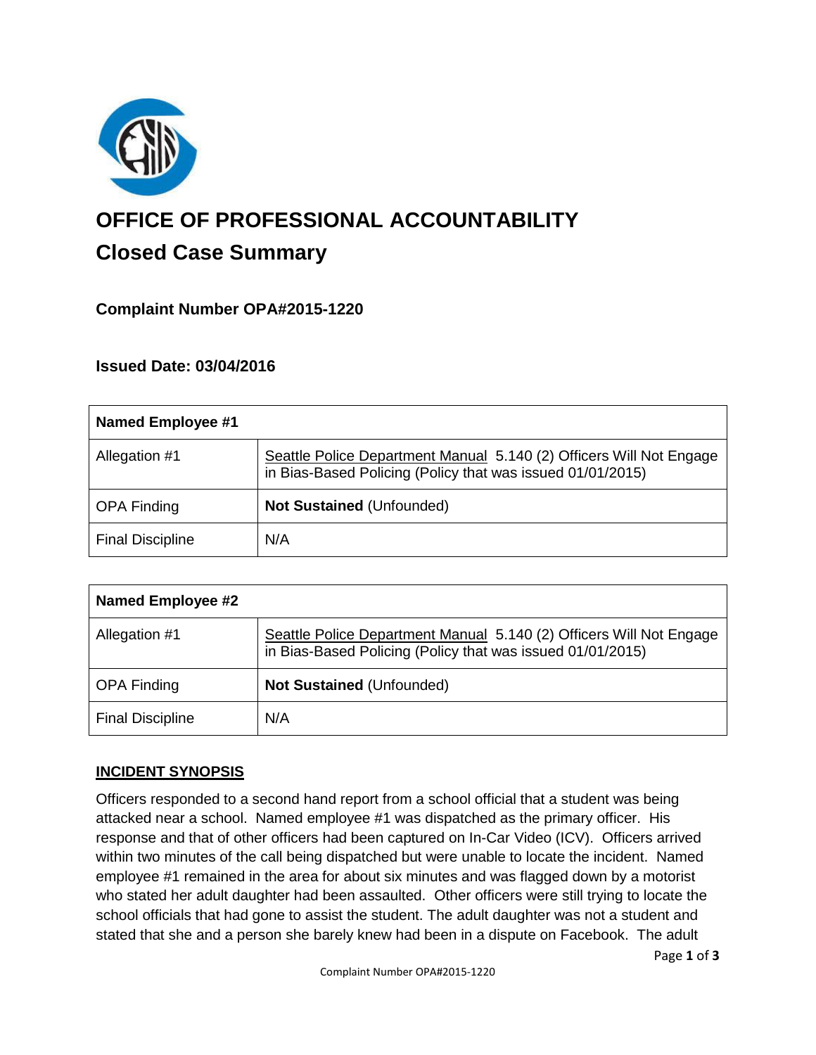# OFFICE OF PROFESSIONAL ACCOUNTABILITY

## Closed Case Summary

### Complaint Number OPA#2015-1220

### Issued Date: 03/04/2016

| Named Employee #1 | |
|---|---|
| Allegation #1 | Seattle Police Department Manual 5.140 (2) Officers Will Not Engage in Bias-Based Policing (Policy that was issued 01/01/2015) |
| OPA Finding | **Not Sustained** (Unfounded) |
| Final Discipline | N/A |

| Named Employee #2 | |
|---|---|
| Allegation #1 | Seattle Police Department Manual 5.140 (2) Officers Will Not Engage in Bias-Based Policing (Policy that was issued 01/01/2015) |
| OPA Finding | **Not Sustained** (Unfounded) |
| Final Discipline | N/A |

**INCIDENT SYNOPSIS**

Officers responded to a second hand report from a school official that a student was being attacked near a school. Named employee #1 was dispatched as the primary officer. His response and that of other officers had been captured on In-Car Video (ICV). Officers arrived within two minutes of the call being dispatched but were unable to locate the incident. Named employee #1 remained in the area for about six minutes and was flagged down by a motorist who stated her adult daughter had been assaulted. Other officers were still trying to locate the school officials that had gone to assist the student. The adult daughter was not a student and stated that she and a person she barely knew had been in a dispute on Facebook. The adult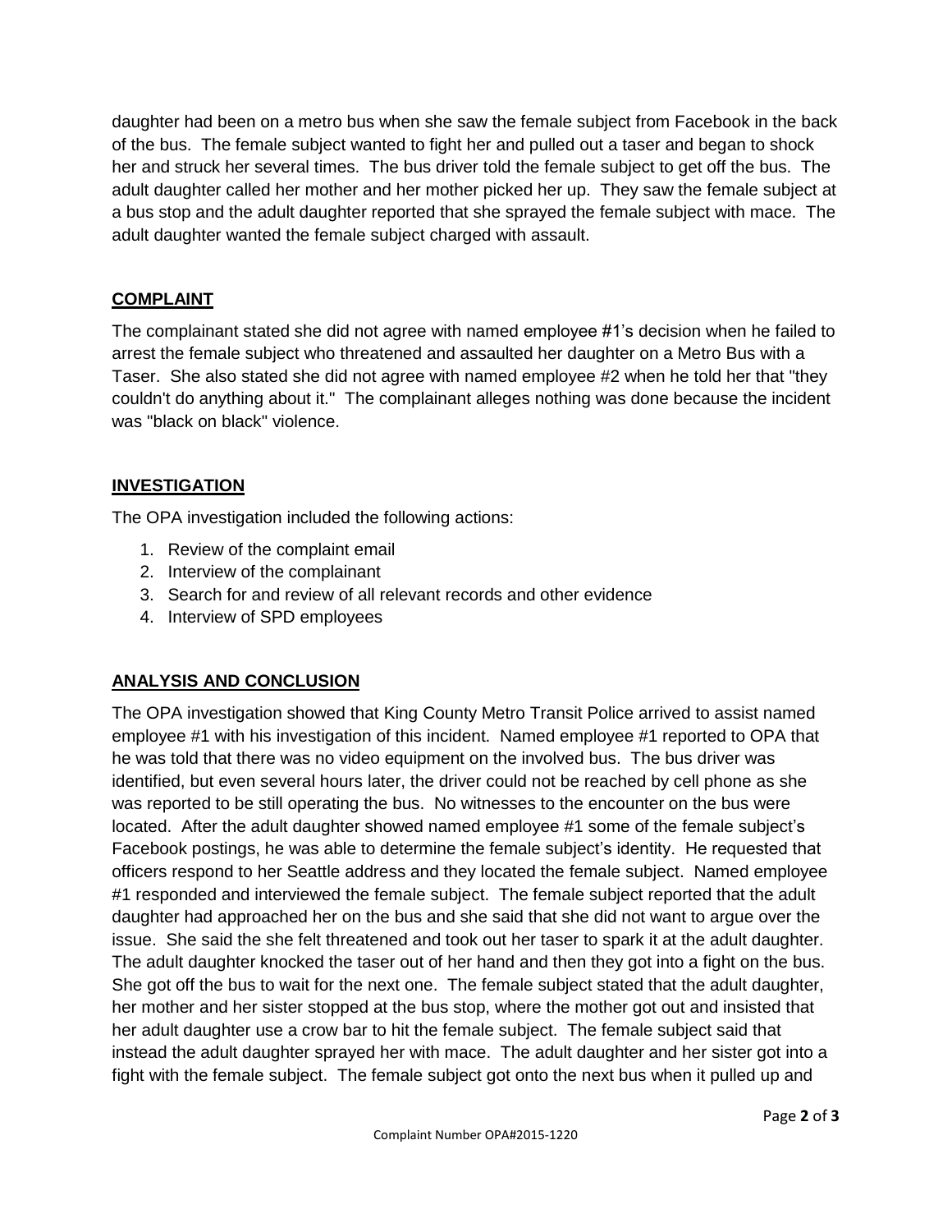daughter had been on a metro bus when she saw the female subject from Facebook in the back of the bus. The female subject wanted to fight her and pulled out a taser and began to shock her and struck her several times. The bus driver told the female subject to get off the bus. The adult daughter called her mother and her mother picked her up. They saw the female subject at a bus stop and the adult daughter reported that she sprayed the female subject with mace. The adult daughter wanted the female subject charged with assault.

## COMPLAINT

The complainant stated she did not agree with named employee #1's decision when he failed to arrest the female subject who threatened and assaulted her daughter on a Metro Bus with a Taser. She also stated she did not agree with named employee #2 when he told her that "they couldn't do anything about it." The complainant alleges nothing was done because the incident was "black on black" violence.

## INVESTIGATION

The OPA investigation included the following actions:

1. Review of the complaint email
2. Interview of the complainant
3. Search for and review of all relevant records and other evidence
4. Interview of SPD employees

## ANALYSIS AND CONCLUSION

The OPA investigation showed that King County Metro Transit Police arrived to assist named employee #1 with his investigation of this incident. Named employee #1 reported to OPA that he was told that there was no video equipment on the involved bus. The bus driver was identified, but even several hours later, the driver could not be reached by cell phone as she was reported to be still operating the bus. No witnesses to the encounter on the bus were located. After the adult daughter showed named employee #1 some of the female subject's Facebook postings, he was able to determine the female subject's identity. He requested that officers respond to her Seattle address and they located the female subject. Named employee #1 responded and interviewed the female subject. The female subject reported that the adult daughter had approached her on the bus and she said that she did not want to argue over the issue. She said the she felt threatened and took out her taser to spark it at the adult daughter. The adult daughter knocked the taser out of her hand and then they got into a fight on the bus. She got off the bus to wait for the next one. The female subject stated that the adult daughter, her mother and her sister stopped at the bus stop, where the mother got out and insisted that her adult daughter use a crow bar to hit the female subject. The female subject said that instead the adult daughter sprayed her with mace. The adult daughter and her sister got into a fight with the female subject. The female subject got onto the next bus when it pulled up and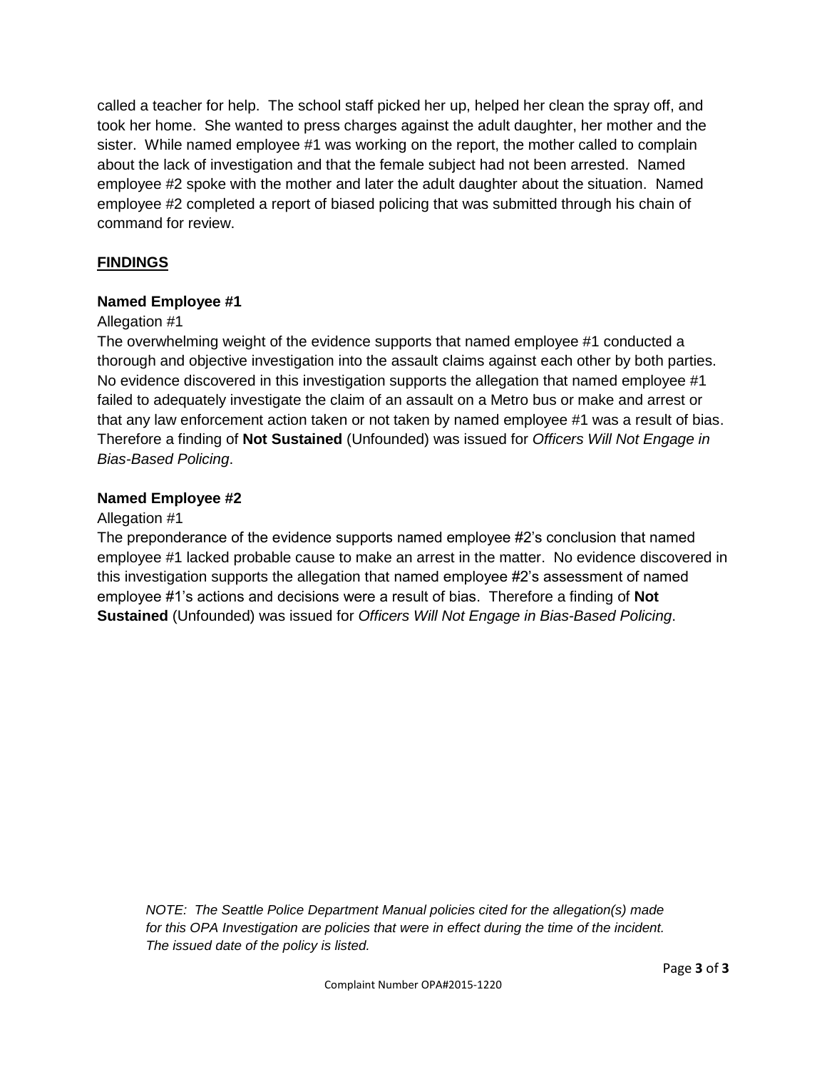called a teacher for help. The school staff picked her up, helped her clean the spray off, and took her home. She wanted to press charges against the adult daughter, her mother and the sister. While named employee #1 was working on the report, the mother called to complain about the lack of investigation and that the female subject had not been arrested. Named employee #2 spoke with the mother and later the adult daughter about the situation. Named employee #2 completed a report of biased policing that was submitted through his chain of command for review.

## FINDINGS

**Named Employee #1**

Allegation #1

The overwhelming weight of the evidence supports that named employee #1 conducted a thorough and objective investigation into the assault claims against each other by both parties. No evidence discovered in this investigation supports the allegation that named employee #1 failed to adequately investigate the claim of an assault on a Metro bus or make and arrest or that any law enforcement action taken or not taken by named employee #1 was a result of bias. Therefore a finding of **Not Sustained** (Unfounded) was issued for *Officers Will Not Engage in Bias-Based Policing*.

**Named Employee #2**

Allegation #1

The preponderance of the evidence supports named employee #2's conclusion that named employee #1 lacked probable cause to make an arrest in the matter. No evidence discovered in this investigation supports the allegation that named employee #2's assessment of named employee #1's actions and decisions were a result of bias. Therefore a finding of **Not Sustained** (Unfounded) was issued for *Officers Will Not Engage in Bias-Based Policing*.

*NOTE: The Seattle Police Department Manual policies cited for the allegation(s) made for this OPA Investigation are policies that were in effect during the time of the incident. The issued date of the policy is listed.*

Complaint Number OPA#2015-1220